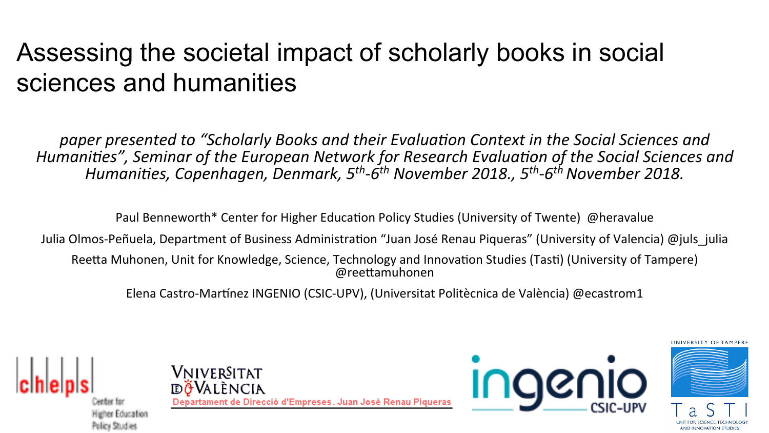# Assessing the societal impact of scholarly books in social sciences and humanities

*paper presented to "Scholarly Books and their Evaluation Context in the Social Sciences and Humanities", Seminar of the European Network for Research Evaluation of the Social Sciences and Humanities, Copenhagen, Denmark, 5th-6th November 2018., 5th-6th November 2018.*

Paul Benneworth* Center for Higher Education Policy Studies (University of Twente) @heravalue

Julia Olmos-Peñuela, Department of Business Administration "Juan José Renau Piqueras" (University of Valencia) @juls_julia

Reetta Muhonen, Unit for Knowledge, Science, Technology and Innovation Studies (Tasti) (University of Tampere) @reettamuhonen

Elena Castro-Martínez INGENIO (CSIC-UPV), (Universitat Politècnica de València) @ecastrom1

chepls Center for Higher Education Policy Studies

VNIVERSITAT DE VALÈNCIA Departament de Direcció d'Empreses. Juan José Renau Piqueras

ingenio CSIC-UPV

UNIVERSITY OF TAMPERE TaSTI UNIT FOR SCIENCE, TECHNOLOGY AND INNOVATION STUDIES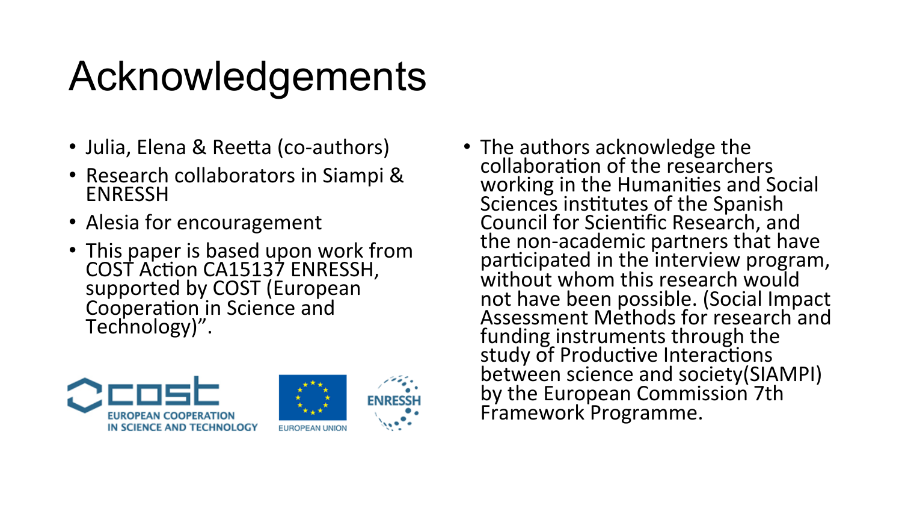# Acknowledgements

- Julia, Elena & Reetta (co-authors)
- Research collaborators in Siampi & ENRESSH
- Alesia for encouragement
- This paper is based upon work from COST Action CA15137 ENRESSH, supported by COST (European Cooperation in Science and Technology)".

- The authors acknowledge the collaboration of the researchers working in the Humanities and Social Sciences institutes of the Spanish Council for Scientific Research, and the non-academic partners that have participated in the interview program, without whom this research would not have been possible. (Social Impact Assessment Methods for research and funding instruments through the study of Productive Interactions between science and society(SIAMPI) by the European Commission 7th Framework Programme.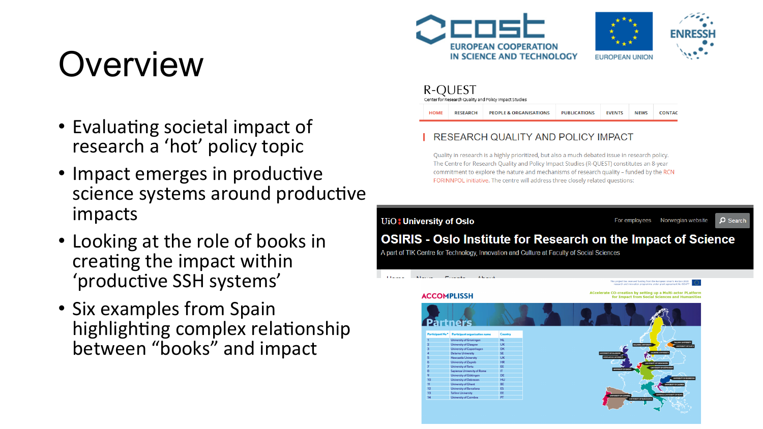# Overview

- Evaluating societal impact of research a ‘hot’ policy topic
- Impact emerges in productive science systems around productive impacts
- Looking at the role of books in creating the impact within ‘productive SSH systems’
- Six examples from Spain highlighting complex relationship between “books” and impact

COST EUROPEAN COOPERATION IN SCIENCE AND TECHNOLOGY

EUROPEAN UNION

ENRESSH

R-QUEST

Center for Research Quality and Policy Impact Studies

HOME | RESEARCH | PEOPLE & ORGANISATIONS | PUBLICATIONS | EVENTS | NEWS | CONTAC

RESEARCH QUALITY AND POLICY IMPACT

Quality in research is a highly prioritized, but also a much debated issue in research policy. The Centre for Research Quality and Policy Impact Studies (R-QUEST) constitutes an 8-year commitment to explore the nature and mechanisms of research quality – funded by the RCN FORINNPOL initiative. The centre will address three closely related questions:

UiO University of Oslo | For employees | Norwegian website | Search

OSIRIS - Oslo Institute for Research on the Impact of Science

A part of TIK Centre for Technology, Innovation and Culture at Faculty of Social Sciences

ACCOMPLISSH

ACcelerate CO-creation by setting up a Multi-actor PLatform for Impact from Social Sciences and Humanities

Partners

| Participant No* | Participant organisation name | Country |
|---|---|---|
| 1 | University of Groningen | NL |
| 2 | University of Glasgow | UK |
| 3 | University of Copenhagen | DK |
| 4 | Dalarna University | SE |
| 5 | Newcastle University | UK |
| 6 | University of Zagreb | HR |
| 7 | University of Tartu | EE |
| 8 | Sapienza University of Rome | IT |
| 9 | University of Göttingen | DE |
| 10 | University of Debrecen | HU |
| 11 | University of Ghent | BE |
| 12 | University of Barcelona | ES |
| 13 | Tallinn University | EE |
| 14 | University of Coimbra | PT |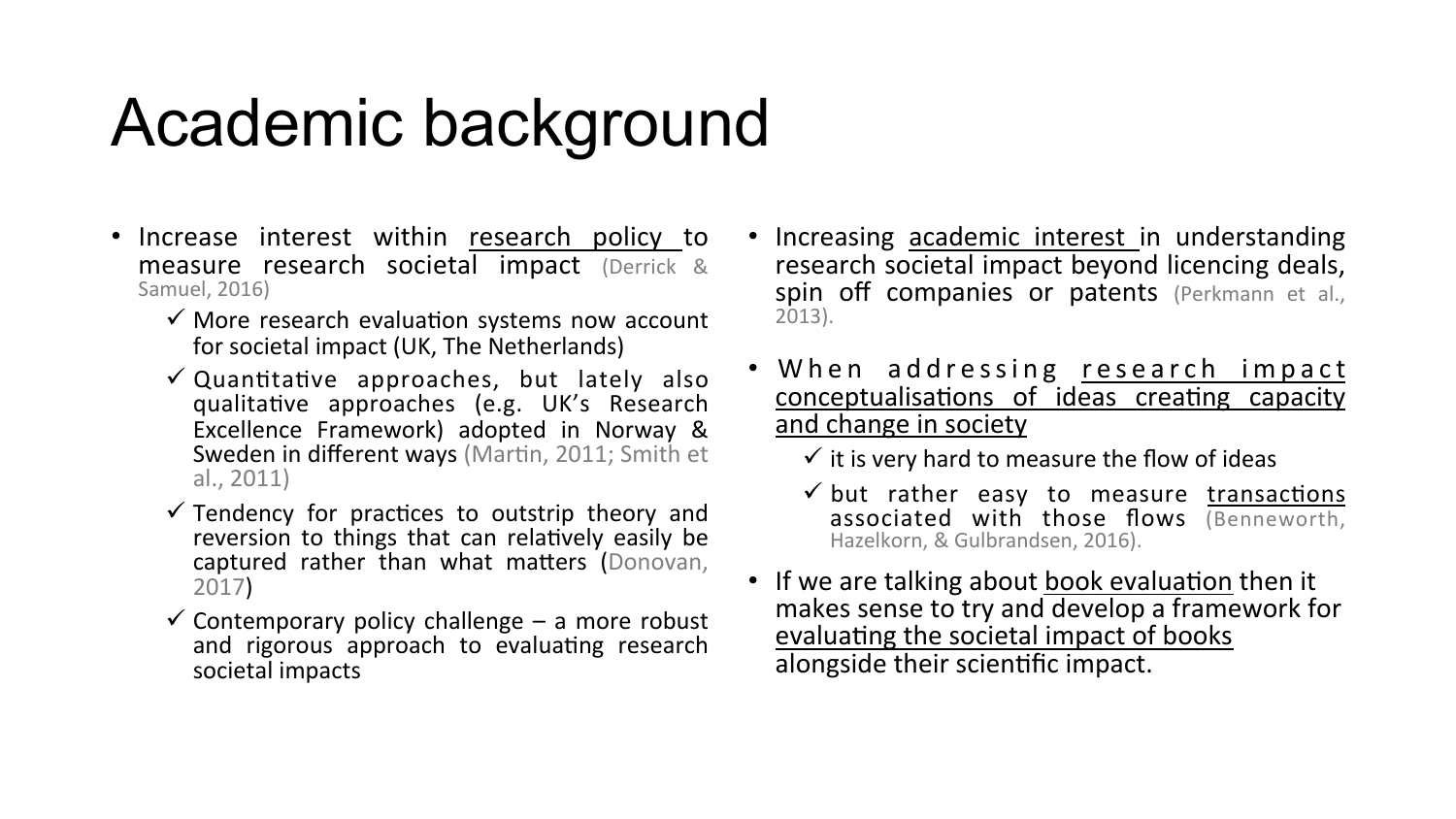# Academic background

- Increase interest within research policy to measure research societal impact (Derrick & Samuel, 2016)
  - ✓ More research evaluation systems now account for societal impact (UK, The Netherlands)
  - ✓ Quantitative approaches, but lately also qualitative approaches (e.g. UK's Research Excellence Framework) adopted in Norway & Sweden in different ways (Martin, 2011; Smith et al., 2011)
  - ✓ Tendency for practices to outstrip theory and reversion to things that can relatively easily be captured rather than what matters (Donovan, 2017)
  - ✓ Contemporary policy challenge – a more robust and rigorous approach to evaluating research societal impacts
- Increasing academic interest in understanding research societal impact beyond licencing deals, spin off companies or patents (Perkmann et al., 2013).
- When addressing research impact conceptualisations of ideas creating capacity and change in society
  - ✓ it is very hard to measure the flow of ideas
  - ✓ but rather easy to measure transactions associated with those flows (Benneworth, Hazelkorn, & Gulbrandsen, 2016).
- If we are talking about book evaluation then it makes sense to try and develop a framework for evaluating the societal impact of books alongside their scientific impact.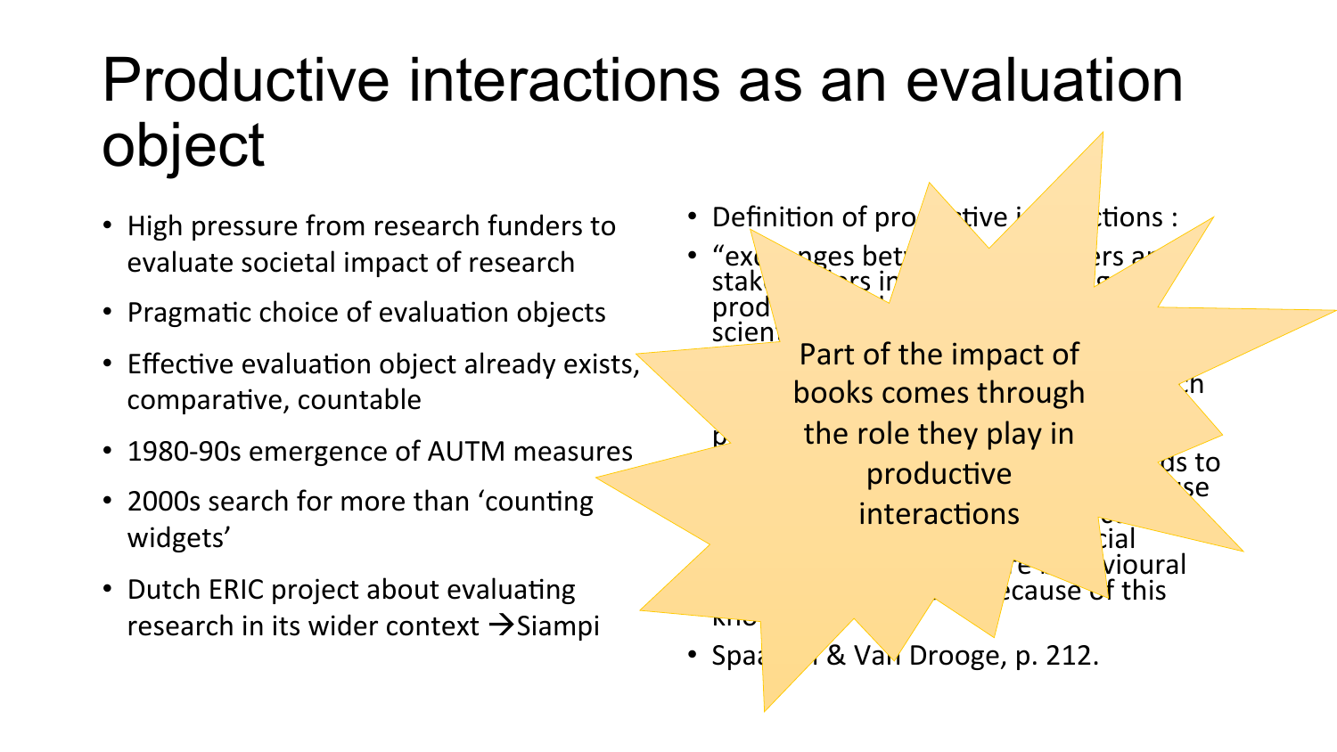# Productive interactions as an evaluation object

- High pressure from research funders to evaluate societal impact of research
- Pragmatic choice of evaluation objects
- Effective evaluation object already exists, comparative, countable
- 1980-90s emergence of AUTM measures
- 2000s search for more than 'counting widgets'
- Dutch ERIC project about evaluating research in its wider context →Siampi

- Definition of pro ctive i ctions :
- "exc nges bet ers a stak ers in g prod scien h p ds to se cial e viour ecause of this kno
- Spaa & Van Drooge, p. 212.

Part of the impact of books comes through the role they play in productive interactions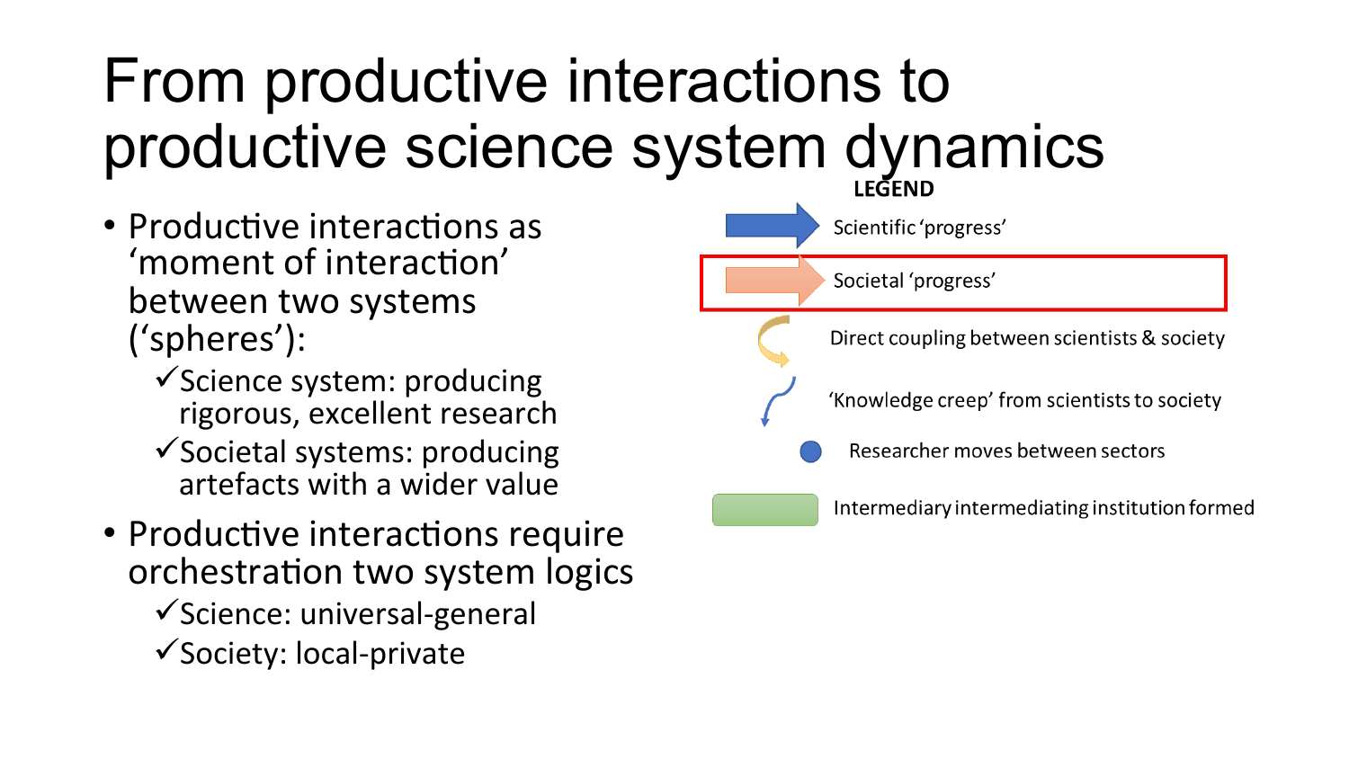# From productive interactions to productive science system dynamics

- Productive interactions as 'moment of interaction' between two systems ('spheres'):
  - ✓Science system: producing rigorous, excellent research
  - ✓Societal systems: producing artefacts with a wider value
- Productive interactions require orchestration two system logics
  - ✓Science: universal-general
  - ✓Society: local-private

**LEGEND**

- Scientific 'progress'
- Societal 'progress'
- Direct coupling between scientists & society
- 'Knowledge creep' from scientists to society
- Researcher moves between sectors
- Intermediary intermediating institution formed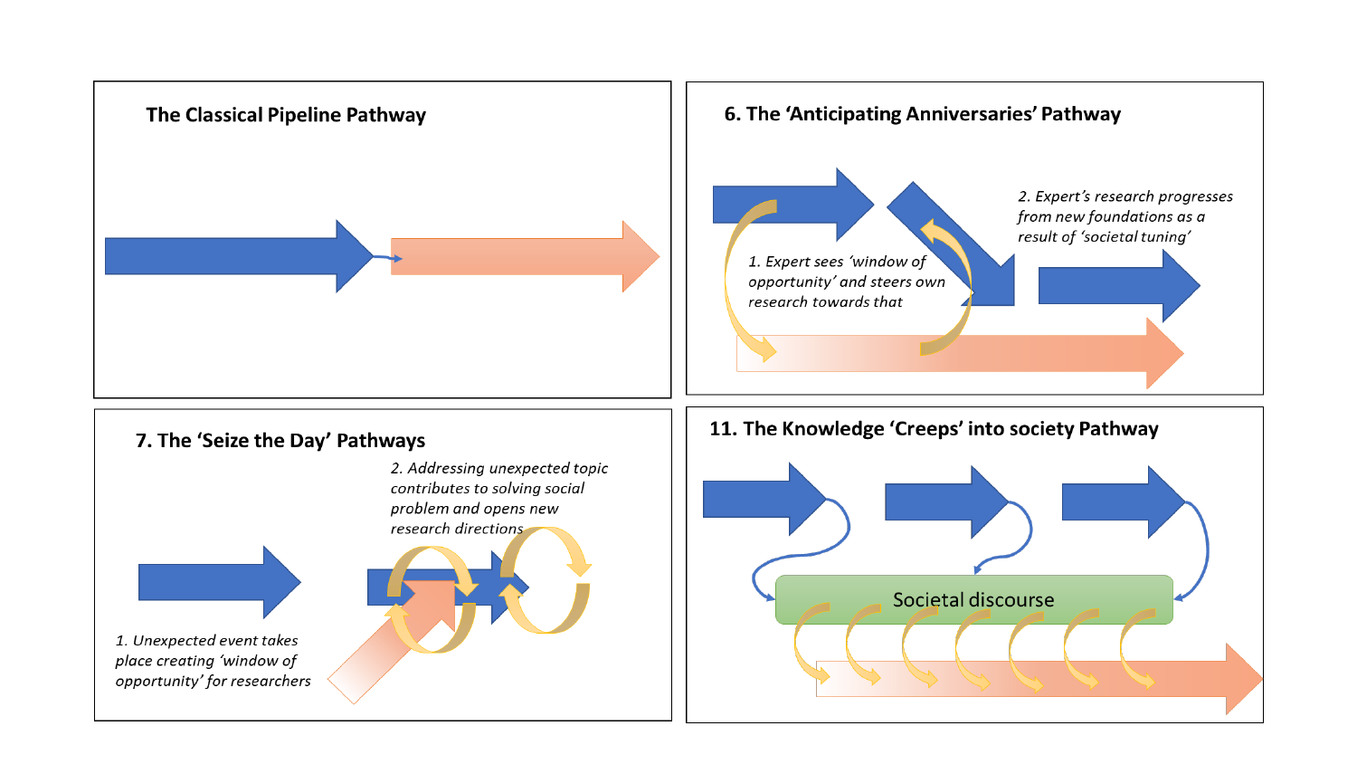## The Classical Pipeline Pathway

## 6. The 'Anticipating Anniversaries' Pathway

*1. Expert sees 'window of opportunity' and steers own research towards that*

*2. Expert's research progresses from new foundations as a result of 'societal tuning'*

## 7. The 'Seize the Day' Pathways

*1. Unexpected event takes place creating 'window of opportunity' for researchers*

*2. Addressing unexpected topic contributes to solving social problem and opens new research directions*

## 11. The Knowledge 'Creeps' into society Pathway

Societal discourse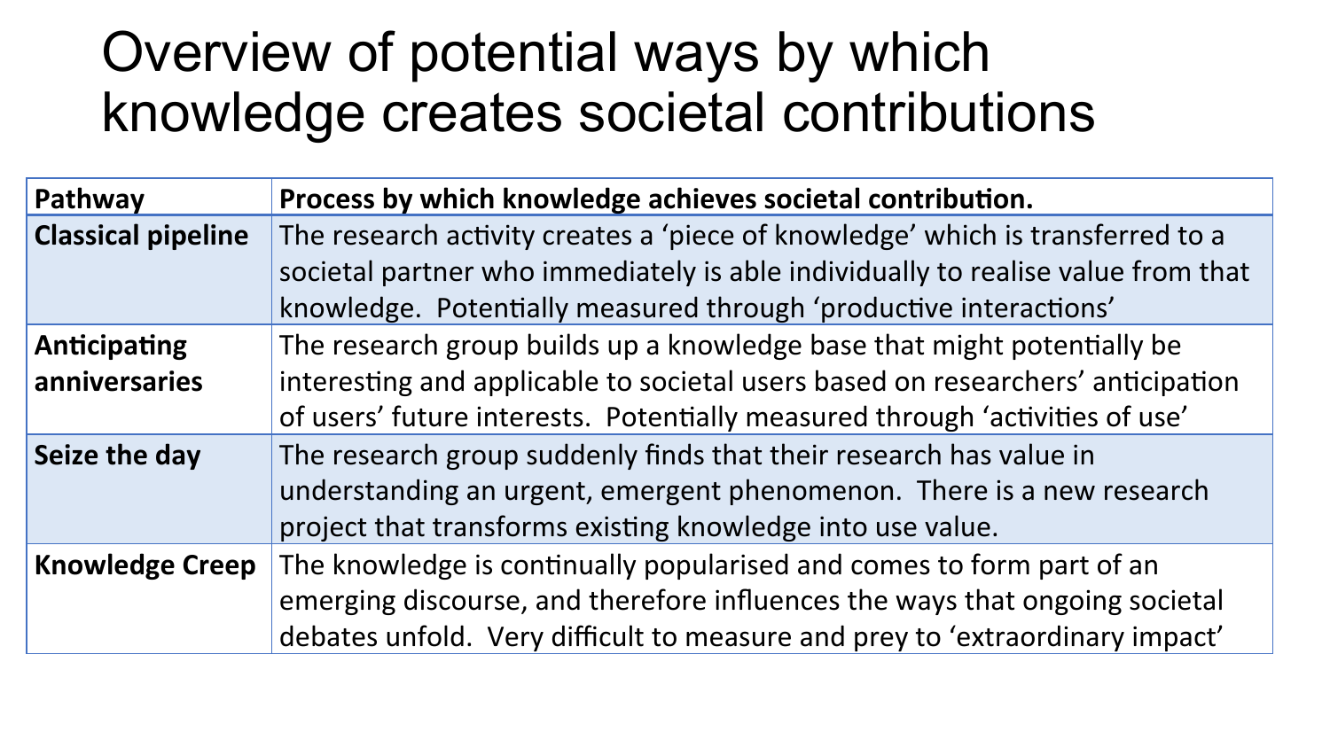# Overview of potential ways by which knowledge creates societal contributions

| Pathway | Process by which knowledge achieves societal contribution. |
| --- | --- |
| **Classical pipeline** | The research activity creates a 'piece of knowledge' which is transferred to a societal partner who immediately is able individually to realise value from that knowledge. Potentially measured through 'productive interactions' |
| **Anticipating anniversaries** | The research group builds up a knowledge base that might potentially be interesting and applicable to societal users based on researchers' anticipation of users' future interests. Potentially measured through 'activities of use' |
| **Seize the day** | The research group suddenly finds that their research has value in understanding an urgent, emergent phenomenon. There is a new research project that transforms existing knowledge into use value. |
| **Knowledge Creep** | The knowledge is continually popularised and comes to form part of an emerging discourse, and therefore influences the ways that ongoing societal debates unfold. Very difficult to measure and prey to 'extraordinary impact' |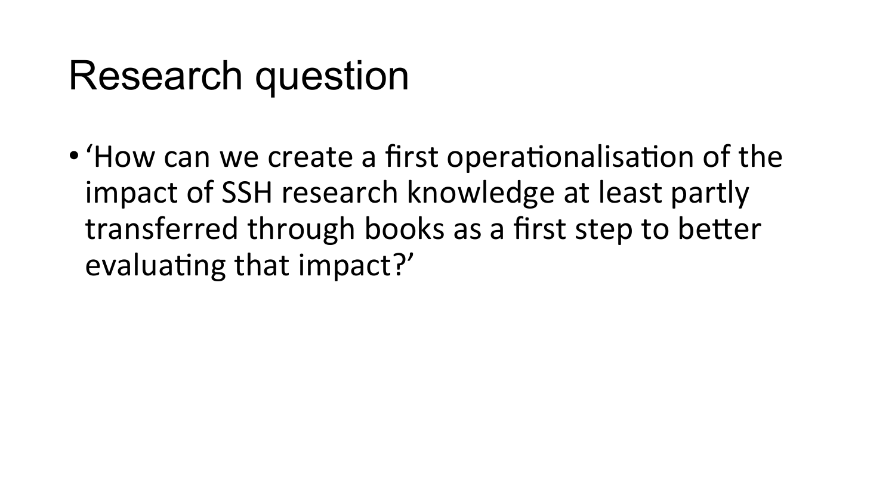# Research question

- 'How can we create a first operationalisation of the impact of SSH research knowledge at least partly transferred through books as a first step to better evaluating that impact?'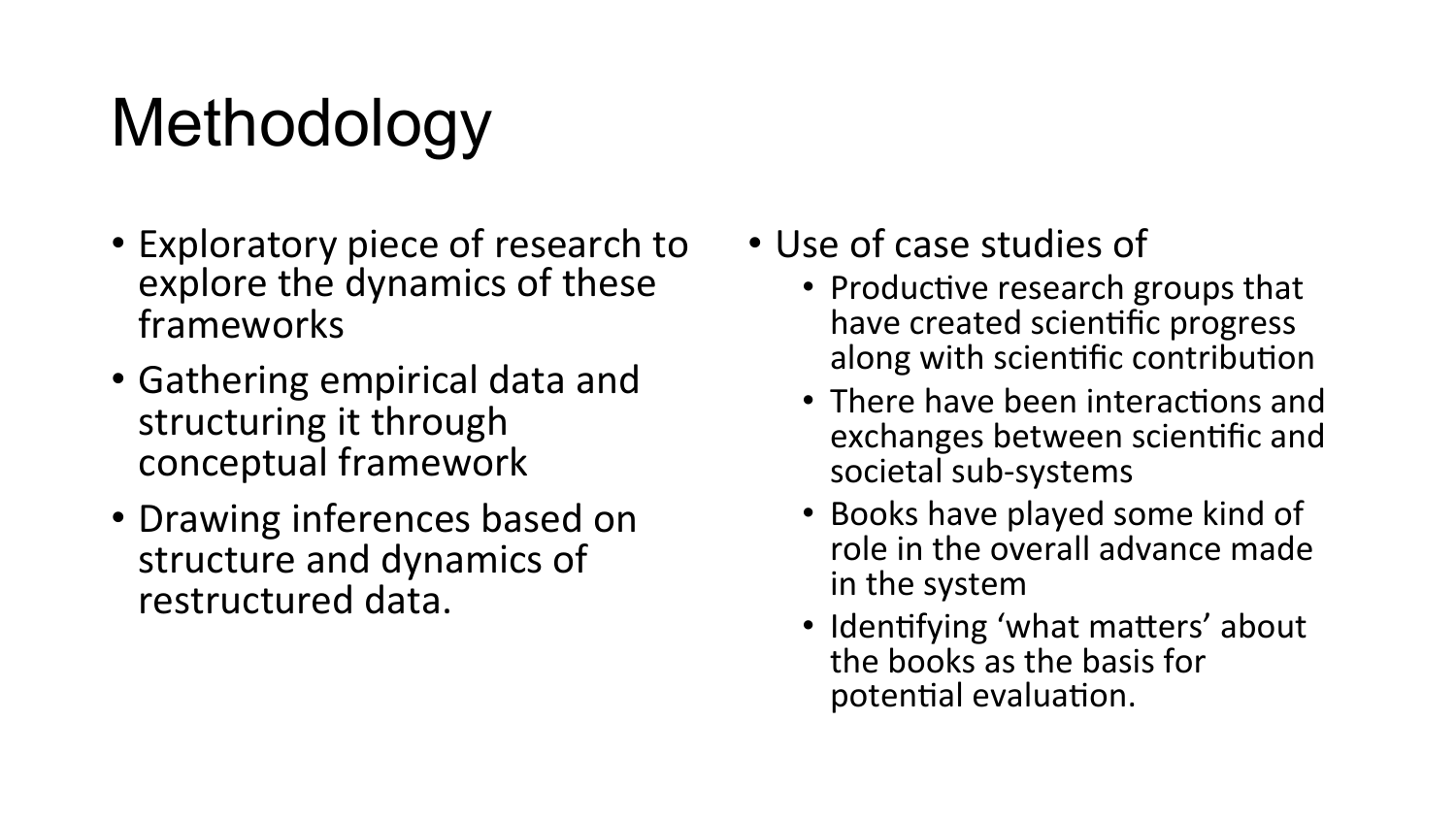# Methodology

- Exploratory piece of research to explore the dynamics of these frameworks
- Gathering empirical data and structuring it through conceptual framework
- Drawing inferences based on structure and dynamics of restructured data.

- Use of case studies of
  - Productive research groups that have created scientific progress along with scientific contribution
  - There have been interactions and exchanges between scientific and societal sub-systems
  - Books have played some kind of role in the overall advance made in the system
  - Identifying 'what matters' about the books as the basis for potential evaluation.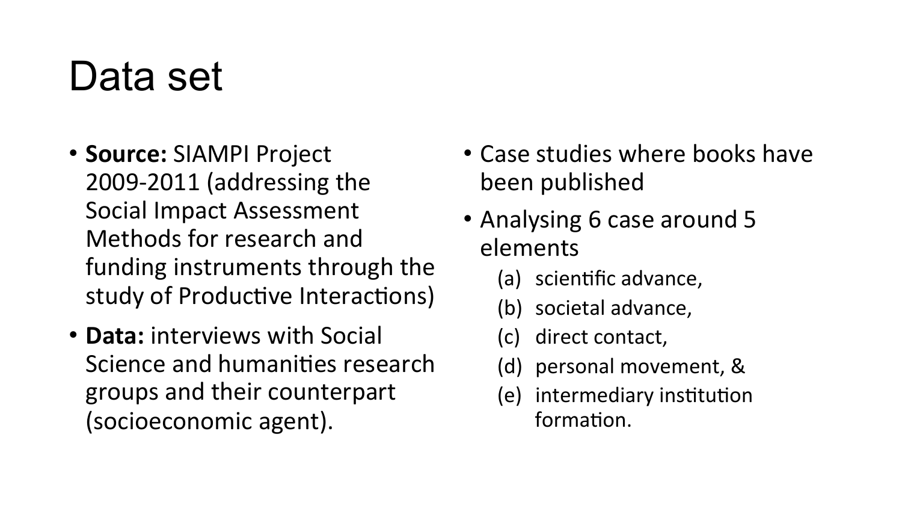# Data set

- **Source:** SIAMPI Project 2009-2011 (addressing the Social Impact Assessment Methods for research and funding instruments through the study of Productive Interactions)
- **Data:** interviews with Social Science and humanities research groups and their counterpart (socioeconomic agent).
- Case studies where books have been published
- Analysing 6 case around 5 elements
  - (a) scientific advance,
  - (b) societal advance,
  - (c) direct contact,
  - (d) personal movement, &
  - (e) intermediary institution formation.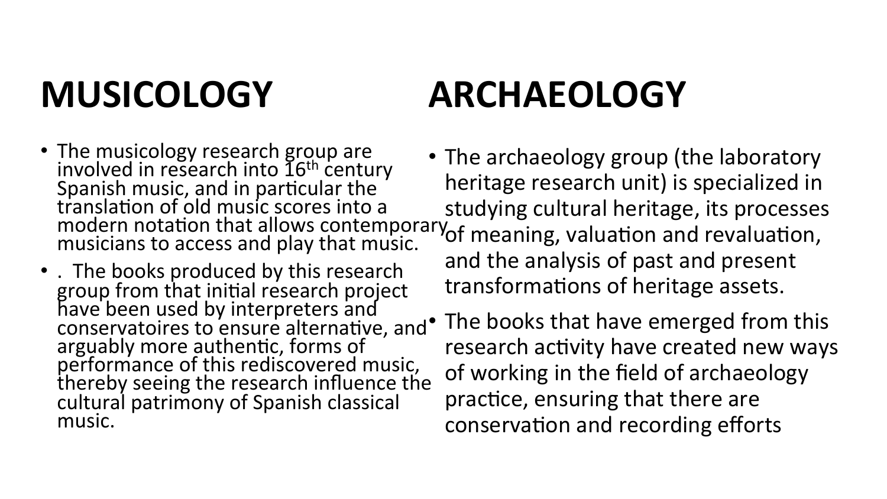## MUSICOLOGY

- The musicology research group are involved in research into 16th century Spanish music, and in particular the translation of old music scores into a modern notation that allows contemporary musicians to access and play that music.
- . The books produced by this research group from that initial research project have been used by interpreters and conservatoires to ensure alternative, and arguably more authentic, forms of performance of this rediscovered music, thereby seeing the research influence the cultural patrimony of Spanish classical music.

## ARCHAEOLOGY

- The archaeology group (the laboratory heritage research unit) is specialized in studying cultural heritage, its processes of meaning, valuation and revaluation, and the analysis of past and present transformations of heritage assets.
- The books that have emerged from this research activity have created new ways of working in the field of archaeology practice, ensuring that there are conservation and recording efforts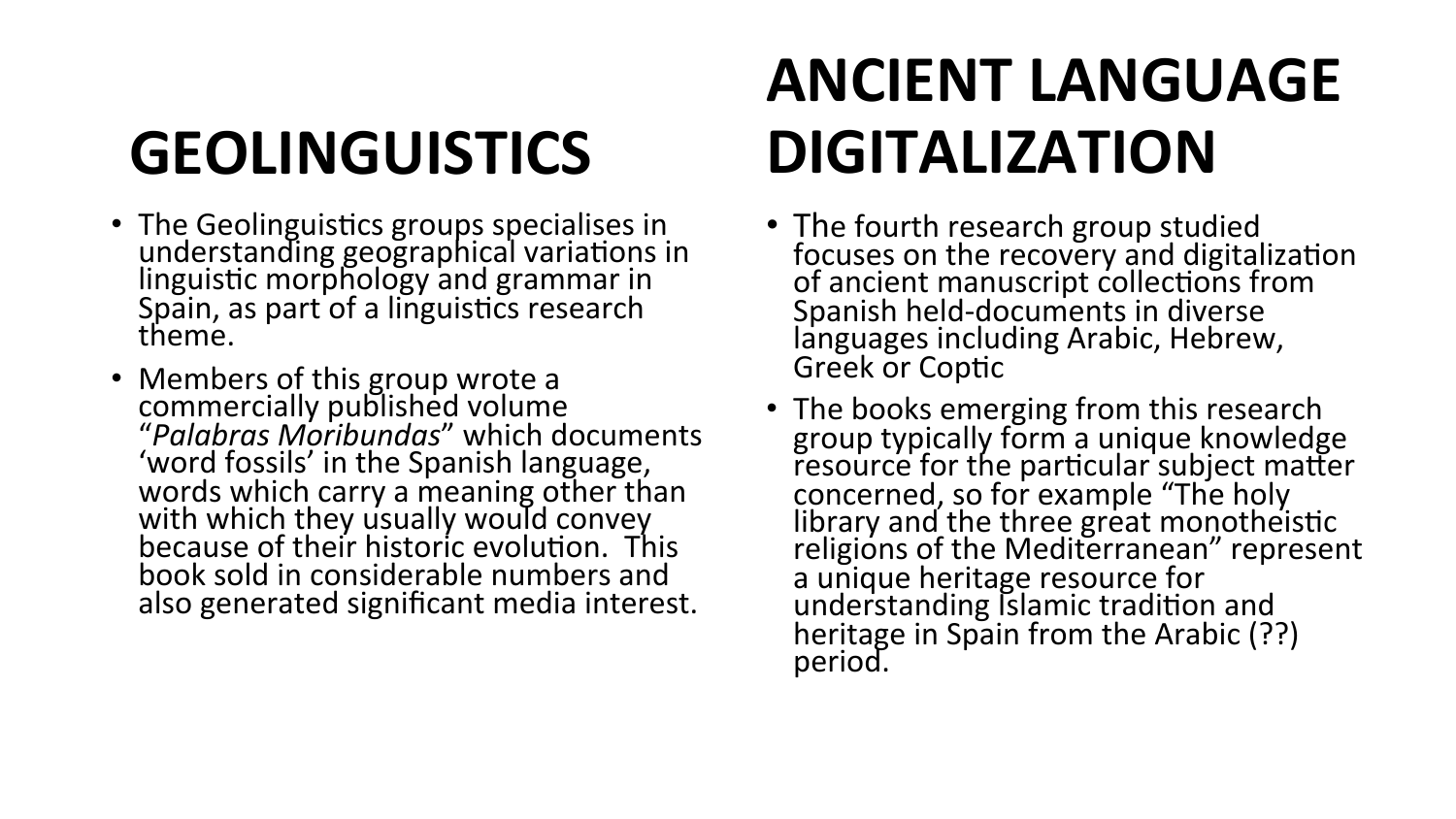## GEOLINGUISTICS

- The Geolinguistics groups specialises in understanding geographical variations in linguistic morphology and grammar in Spain, as part of a linguistics research theme.
- Members of this group wrote a commercially published volume "*Palabras Moribundas*" which documents 'word fossils' in the Spanish language, words which carry a meaning other than with which they usually would convey because of their historic evolution. This book sold in considerable numbers and also generated significant media interest.

## ANCIENT LANGUAGE DIGITALIZATION

- The fourth research group studied focuses on the recovery and digitalization of ancient manuscript collections from Spanish held-documents in diverse languages including Arabic, Hebrew, Greek or Coptic
- The books emerging from this research group typically form a unique knowledge resource for the particular subject matter concerned, so for example "The holy library and the three great monotheistic religions of the Mediterranean" represent a unique heritage resource for understanding Islamic tradition and heritage in Spain from the Arabic (??) period.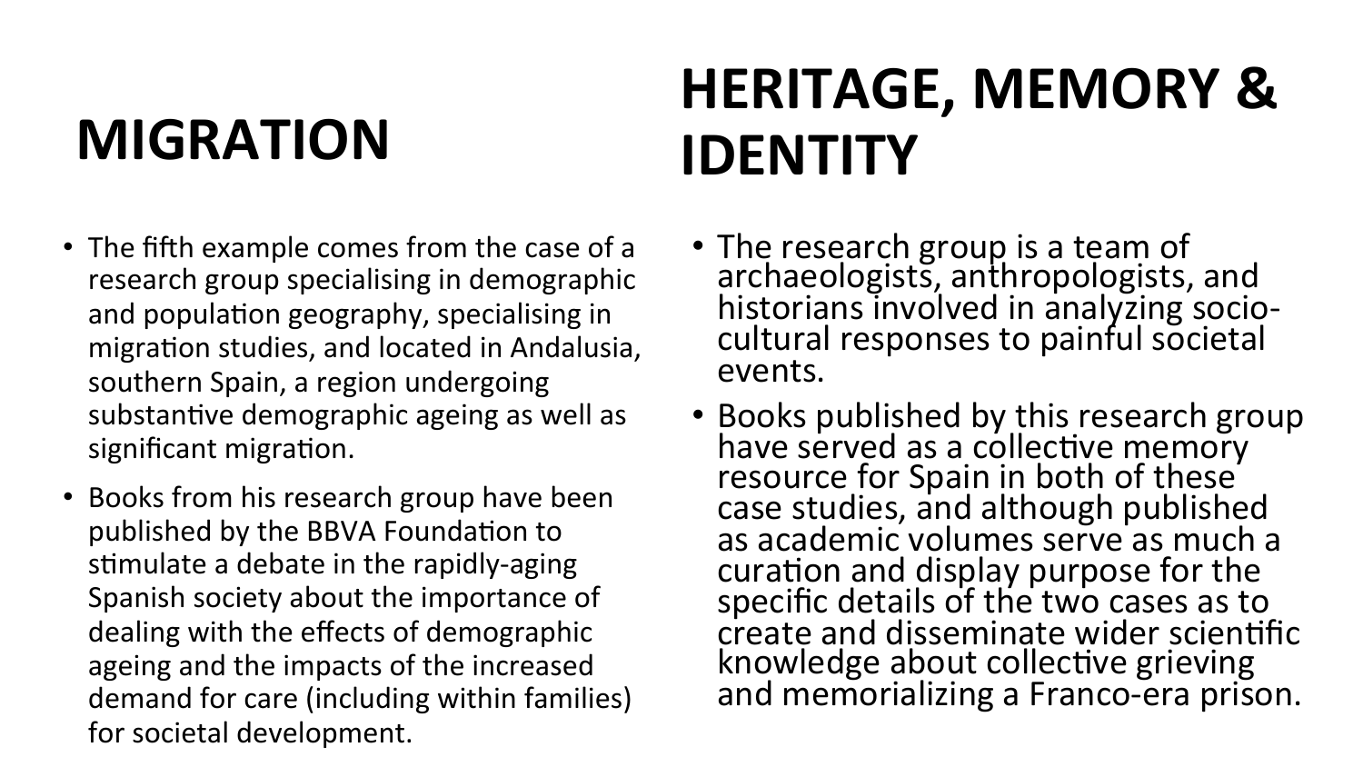# MIGRATION

- The fifth example comes from the case of a research group specialising in demographic and population geography, specialising in migration studies, and located in Andalusia, southern Spain, a region undergoing substantive demographic ageing as well as significant migration.
- Books from his research group have been published by the BBVA Foundation to stimulate a debate in the rapidly-aging Spanish society about the importance of dealing with the effects of demographic ageing and the impacts of the increased demand for care (including within families) for societal development.

# HERITAGE, MEMORY & IDENTITY

- The research group is a team of archaeologists, anthropologists, and historians involved in analyzing socio-cultural responses to painful societal events.
- Books published by this research group have served as a collective memory resource for Spain in both of these case studies, and although published as academic volumes serve as much a curation and display purpose for the specific details of the two cases as to create and disseminate wider scientific knowledge about collective grieving and memorializing a Franco-era prison.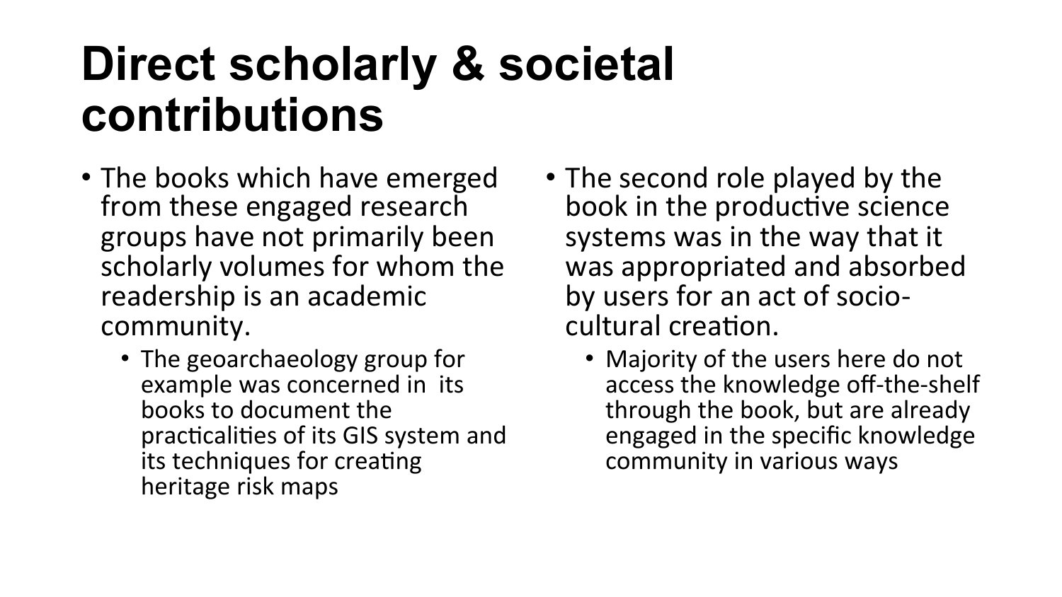# Direct scholarly & societal contributions

- The books which have emerged from these engaged research groups have not primarily been scholarly volumes for whom the readership is an academic community.
  - The geoarchaeology group for example was concerned in its books to document the practicalities of its GIS system and its techniques for creating heritage risk maps
- The second role played by the book in the productive science systems was in the way that it was appropriated and absorbed by users for an act of socio-cultural creation.
  - Majority of the users here do not access the knowledge off-the-shelf through the book, but are already engaged in the specific knowledge community in various ways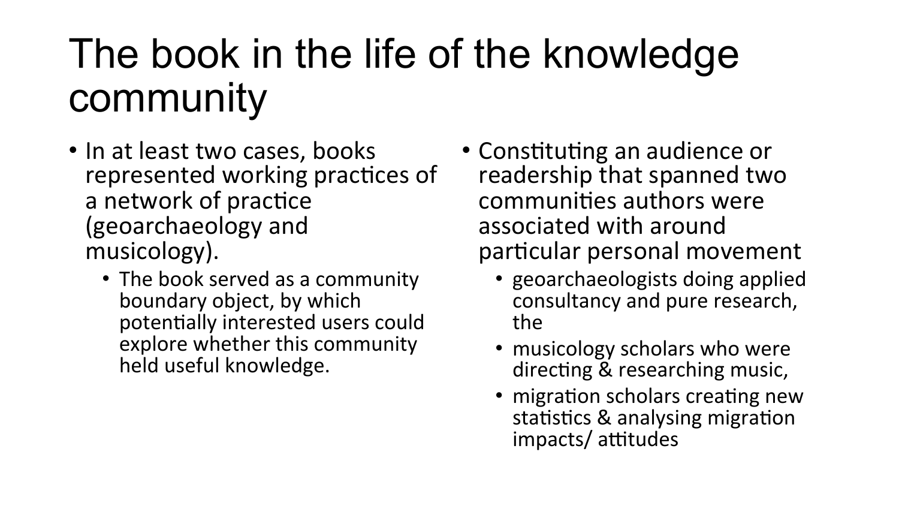# The book in the life of the knowledge community

- In at least two cases, books represented working practices of a network of practice (geoarchaeology and musicology).
  - The book served as a community boundary object, by which potentially interested users could explore whether this community held useful knowledge.

- Constituting an audience or readership that spanned two communities authors were associated with around particular personal movement
  - geoarchaeologists doing applied consultancy and pure research, the
  - musicology scholars who were directing & researching music,
  - migration scholars creating new statistics & analysing migration impacts/ attitudes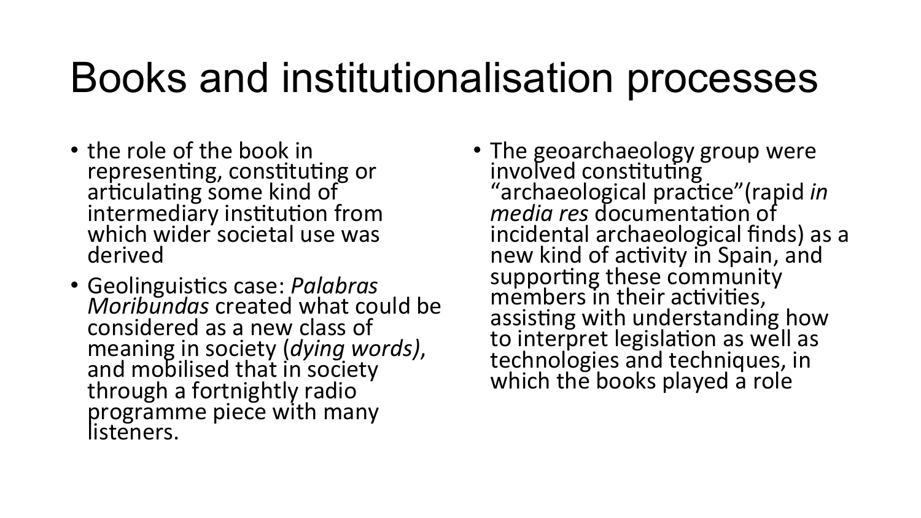# Books and institutionalisation processes

- the role of the book in representing, constituting or articulating some kind of intermediary institution from which wider societal use was derived
- Geolinguistics case: *Palabras Moribundas* created what could be considered as a new class of meaning in society (*dying words)*, and mobilised that in society through a fortnightly radio programme piece with many listeners.
- The geoarchaeology group were involved constituting "archaeological practice"(rapid *in media res* documentation of incidental archaeological finds) as a new kind of activity in Spain, and supporting these community members in their activities, assisting with understanding how to interpret legislation as well as technologies and techniques, in which the books played a role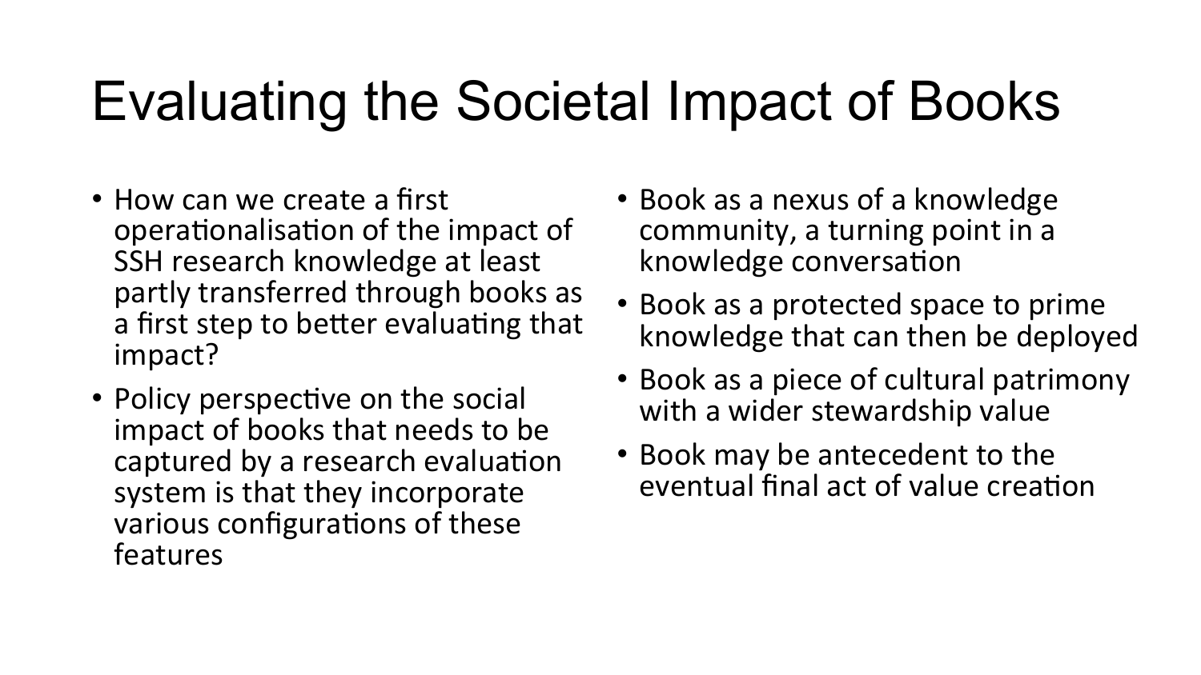# Evaluating the Societal Impact of Books

- How can we create a first operationalisation of the impact of SSH research knowledge at least partly transferred through books as a first step to better evaluating that impact?
- Policy perspective on the social impact of books that needs to be captured by a research evaluation system is that they incorporate various configurations of these features

- Book as a nexus of a knowledge community, a turning point in a knowledge conversation
- Book as a protected space to prime knowledge that can then be deployed
- Book as a piece of cultural patrimony with a wider stewardship value
- Book may be antecedent to the eventual final act of value creation